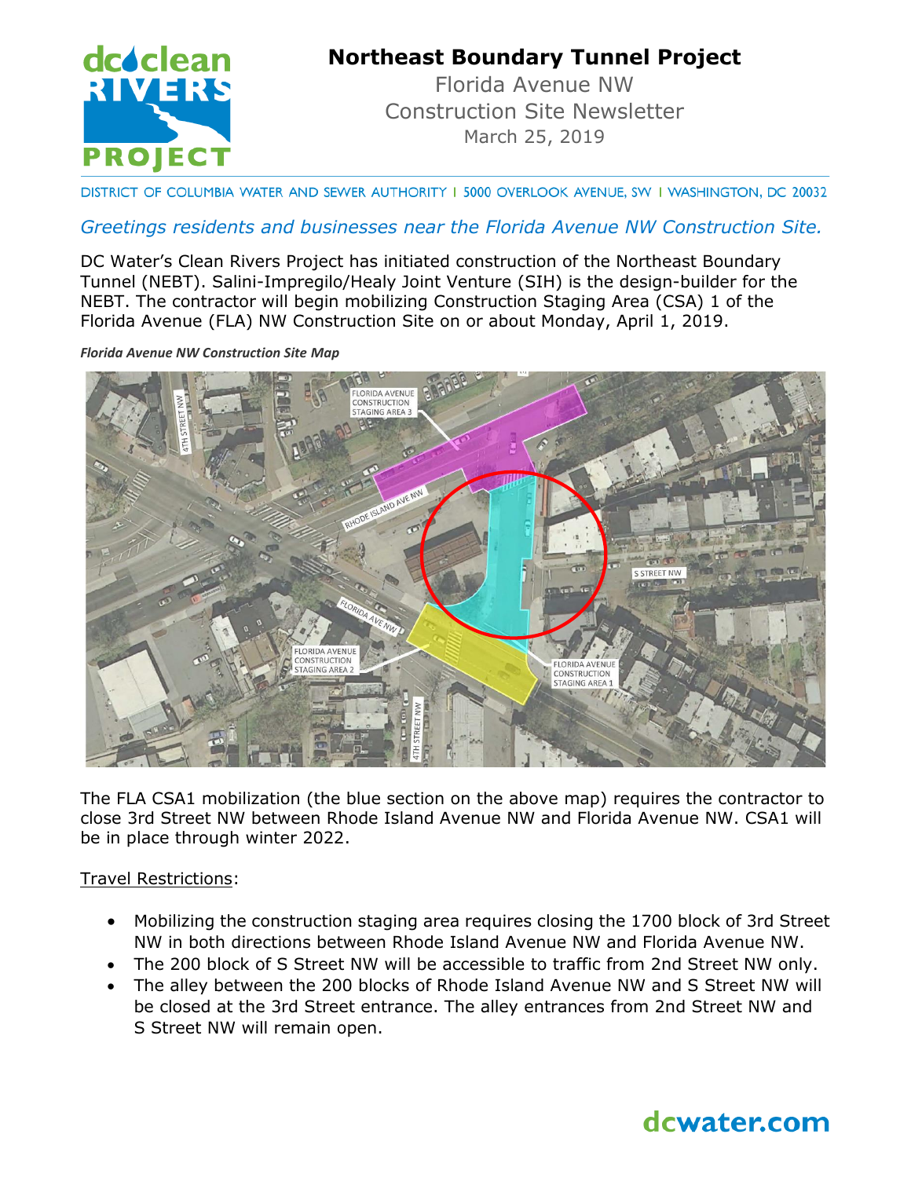# Northeast Boundary Tunnel Project

Florida Avenue NW
Construction Site Newsletter
March 25, 2019

DISTRICT OF COLUMBIA WATER AND SEWER AUTHORITY | 5000 OVERLOOK AVENUE, SW | WASHINGTON, DC 20032

*Greetings residents and businesses near the Florida Avenue NW Construction Site.*

DC Water's Clean Rivers Project has initiated construction of the Northeast Boundary Tunnel (NEBT). Salini-Impregilo/Healy Joint Venture (SIH) is the design-builder for the NEBT. The contractor will begin mobilizing Construction Staging Area (CSA) 1 of the Florida Avenue (FLA) NW Construction Site on or about Monday, April 1, 2019.

***Florida Avenue NW Construction Site Map***

The FLA CSA1 mobilization (the blue section on the above map) requires the contractor to close 3rd Street NW between Rhode Island Avenue NW and Florida Avenue NW. CSA1 will be in place through winter 2022.

Travel Restrictions:

- Mobilizing the construction staging area requires closing the 1700 block of 3rd Street NW in both directions between Rhode Island Avenue NW and Florida Avenue NW.
- The 200 block of S Street NW will be accessible to traffic from 2nd Street NW only.
- The alley between the 200 blocks of Rhode Island Avenue NW and S Street NW will be closed at the 3rd Street entrance. The alley entrances from 2nd Street NW and S Street NW will remain open.

dcwater.com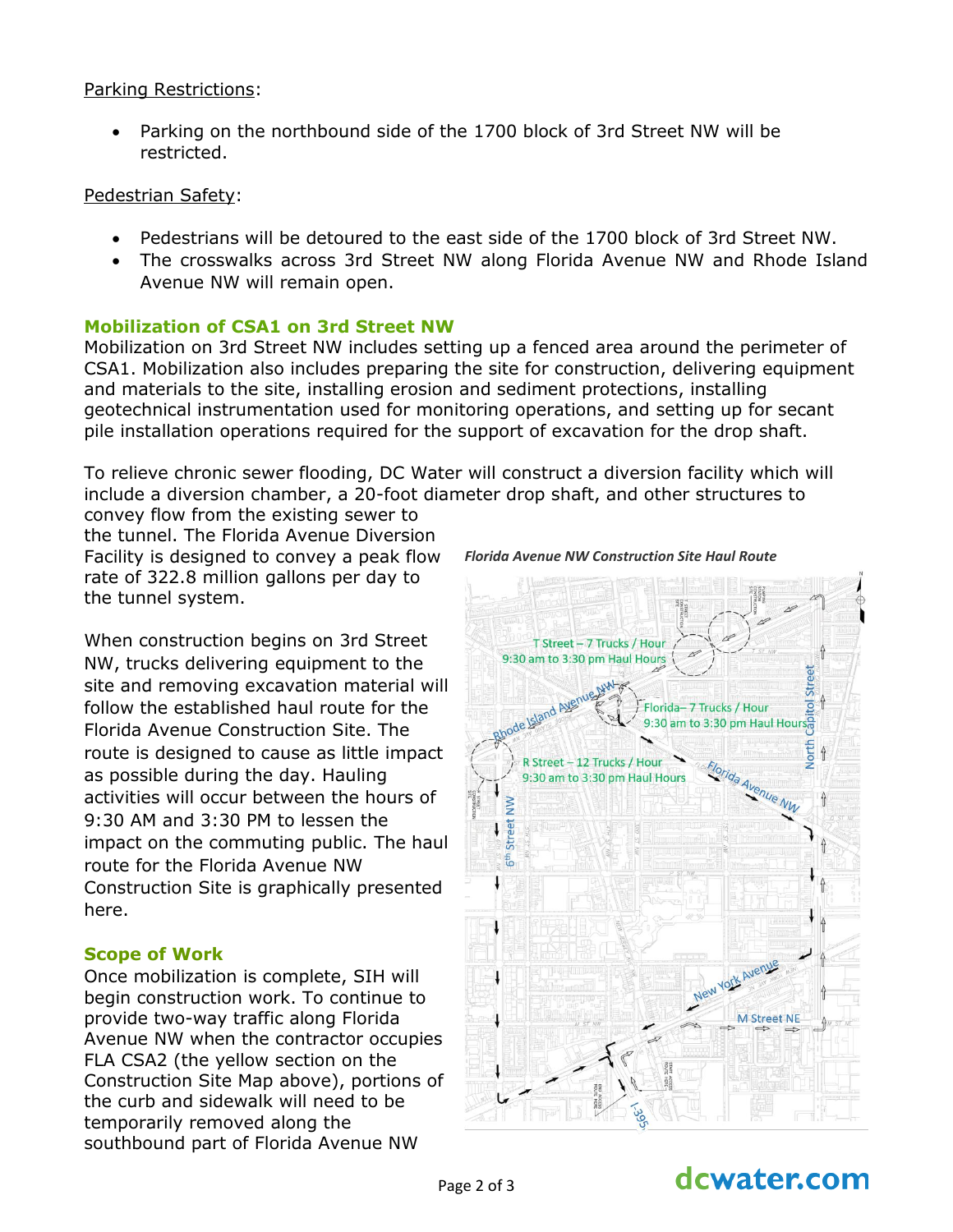Parking Restrictions:

- Parking on the northbound side of the 1700 block of 3rd Street NW will be restricted.

Pedestrian Safety:

- Pedestrians will be detoured to the east side of the 1700 block of 3rd Street NW.
- The crosswalks across 3rd Street NW along Florida Avenue NW and Rhode Island Avenue NW will remain open.

## Mobilization of CSA1 on 3rd Street NW

Mobilization on 3rd Street NW includes setting up a fenced area around the perimeter of CSA1. Mobilization also includes preparing the site for construction, delivering equipment and materials to the site, installing erosion and sediment protections, installing geotechnical instrumentation used for monitoring operations, and setting up for secant pile installation operations required for the support of excavation for the drop shaft.

To relieve chronic sewer flooding, DC Water will construct a diversion facility which will include a diversion chamber, a 20-foot diameter drop shaft, and other structures to convey flow from the existing sewer to the tunnel. The Florida Avenue Diversion Facility is designed to convey a peak flow rate of 322.8 million gallons per day to the tunnel system.

When construction begins on 3rd Street NW, trucks delivering equipment to the site and removing excavation material will follow the established haul route for the Florida Avenue Construction Site. The route is designed to cause as little impact as possible during the day. Hauling activities will occur between the hours of 9:30 AM and 3:30 PM to lessen the impact on the commuting public. The haul route for the Florida Avenue NW Construction Site is graphically presented here.

*Florida Avenue NW Construction Site Haul Route*

T Street – 7 Trucks / Hour
9:30 am to 3:30 pm Haul Hours

Florida– 7 Trucks / Hour
9:30 am to 3:30 pm Haul Hours

R Street – 12 Trucks / Hour
9:30 am to 3:30 pm Haul Hours

Rhode Island Avenue NW · Florida Avenue NW · North Capitol Street · 6th Street NW · New York Avenue · M Street NE · I-395

## Scope of Work

Once mobilization is complete, SIH will begin construction work. To continue to provide two-way traffic along Florida Avenue NW when the contractor occupies FLA CSA2 (the yellow section on the Construction Site Map above), portions of the curb and sidewalk will need to be temporarily removed along the southbound part of Florida Avenue NW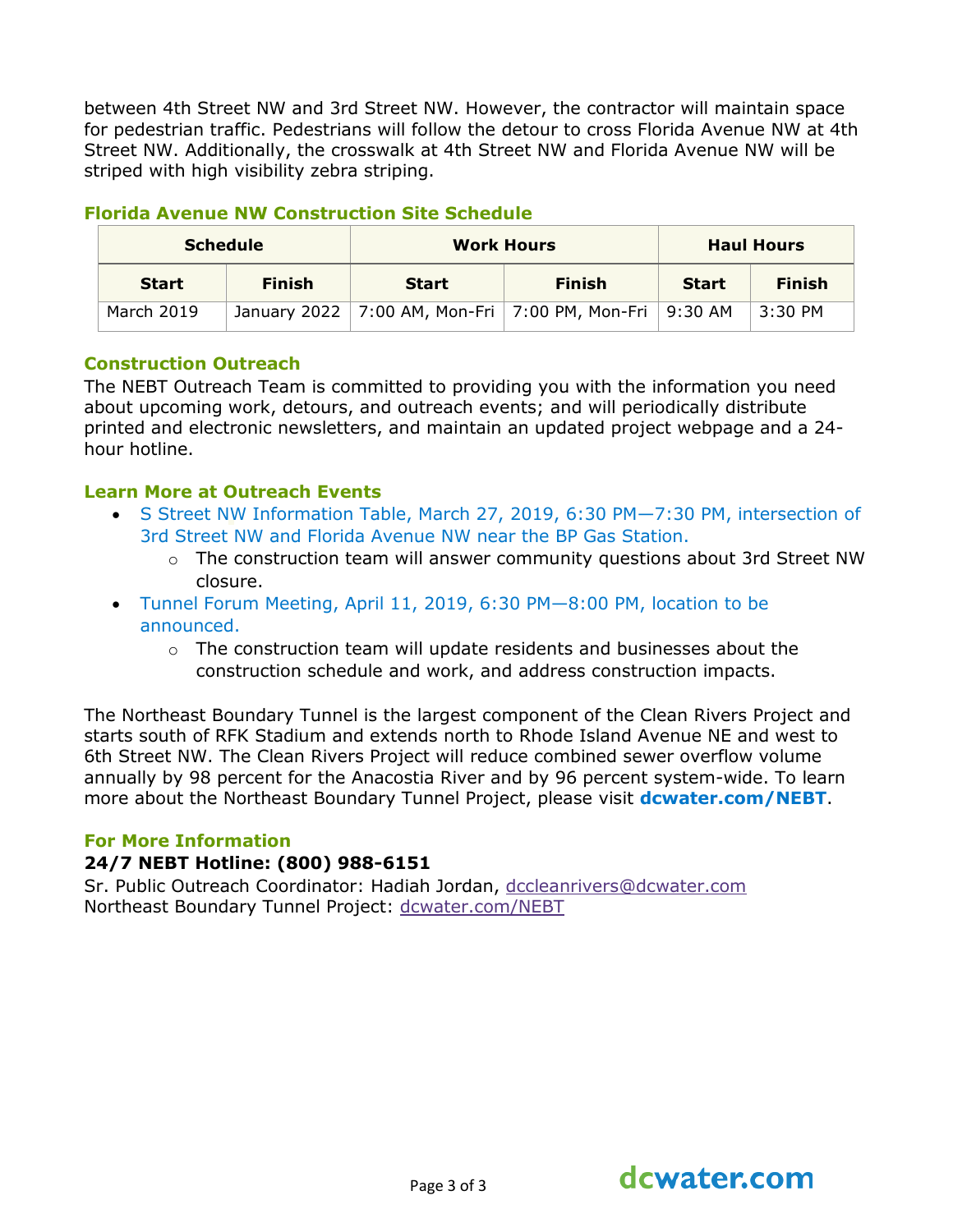between 4th Street NW and 3rd Street NW. However, the contractor will maintain space for pedestrian traffic. Pedestrians will follow the detour to cross Florida Avenue NW at 4th Street NW. Additionally, the crosswalk at 4th Street NW and Florida Avenue NW will be striped with high visibility zebra striping.

### Florida Avenue NW Construction Site Schedule

| Schedule | | Work Hours | | Haul Hours | |
|---|---|---|---|---|---|
| **Start** | **Finish** | **Start** | **Finish** | **Start** | **Finish** |
| March 2019 | January 2022 | 7:00 AM, Mon-Fri | 7:00 PM, Mon-Fri | 9:30 AM | 3:30 PM |

### Construction Outreach

The NEBT Outreach Team is committed to providing you with the information you need about upcoming work, detours, and outreach events; and will periodically distribute printed and electronic newsletters, and maintain an updated project webpage and a 24-hour hotline.

### Learn More at Outreach Events

- S Street NW Information Table, March 27, 2019, 6:30 PM—7:30 PM, intersection of 3rd Street NW and Florida Avenue NW near the BP Gas Station.
    - The construction team will answer community questions about 3rd Street NW closure.
- Tunnel Forum Meeting, April 11, 2019, 6:30 PM—8:00 PM, location to be announced.
    - The construction team will update residents and businesses about the construction schedule and work, and address construction impacts.

The Northeast Boundary Tunnel is the largest component of the Clean Rivers Project and starts south of RFK Stadium and extends north to Rhode Island Avenue NE and west to 6th Street NW. The Clean Rivers Project will reduce combined sewer overflow volume annually by 98 percent for the Anacostia River and by 96 percent system-wide. To learn more about the Northeast Boundary Tunnel Project, please visit **dcwater.com/NEBT**.

### For More Information

**24/7 NEBT Hotline: (800) 988-6151**

Sr. Public Outreach Coordinator: Hadiah Jordan, dccleanrivers@dcwater.com
Northeast Boundary Tunnel Project: dcwater.com/NEBT